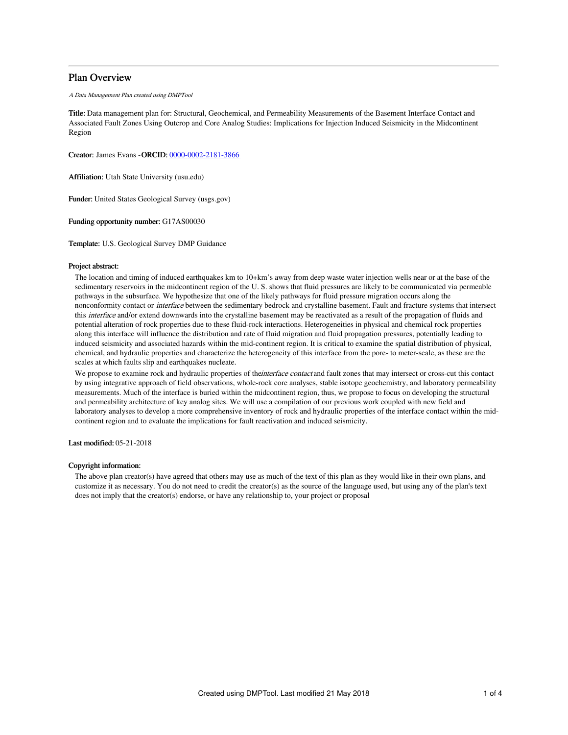# Plan Overview

*A Data Management Plan created using DMPTool*

**Title:** Data management plan for: Structural, Geochemical, and Permeability Measurements of the Basement Interface Contact and Associated Fault Zones Using Outcrop and Core Analog Studies: Implications for Injection Induced Seismicity in the Midcontinent Region

**Creator:** James Evans -**ORCID:** [0000-0002-2181-3866](0000-0002-2181-3866)

**Affiliation:** Utah State University (usu.edu)

**Funder:** United States Geological Survey (usgs.gov)

**Funding opportunity number:** G17AS00030

**Template:** U.S. Geological Survey DMP Guidance

**Project abstract:**

The location and timing of induced earthquakes km to 10+km's away from deep waste water injection wells near or at the base of the sedimentary reservoirs in the midcontinent region of the U. S. shows that fluid pressures are likely to be communicated via permeable pathways in the subsurface. We hypothesize that one of the likely pathways for fluid pressure migration occurs along the nonconformity contact or *interface* between the sedimentary bedrock and crystalline basement. Fault and fracture systems that intersect this *interface* and/or extend downwards into the crystalline basement may be reactivated as a result of the propagation of fluids and potential alteration of rock properties due to these fluid-rock interactions. Heterogeneities in physical and chemical rock properties along this interface will influence the distribution and rate of fluid migration and fluid propagation pressures, potentially leading to induced seismicity and associated hazards within the mid-continent region. It is critical to examine the spatial distribution of physical, chemical, and hydraulic properties and characterize the heterogeneity of this interface from the pore- to meter-scale, as these are the scales at which faults slip and earthquakes nucleate.

We propose to examine rock and hydraulic properties of the*interface contact* and fault zones that may intersect or cross-cut this contact by using integrative approach of field observations, whole-rock core analyses, stable isotope geochemistry, and laboratory permeability measurements. Much of the interface is buried within the midcontinent region, thus, we propose to focus on developing the structural and permeability architecture of key analog sites. We will use a compilation of our previous work coupled with new field and laboratory analyses to develop a more comprehensive inventory of rock and hydraulic properties of the interface contact within the mid-continent region and to evaluate the implications for fault reactivation and induced seismicity.

**Last modified:** 05-21-2018

**Copyright information:**

The above plan creator(s) have agreed that others may use as much of the text of this plan as they would like in their own plans, and customize it as necessary. You do not need to credit the creator(s) as the source of the language used, but using any of the plan's text does not imply that the creator(s) endorse, or have any relationship to, your project or proposal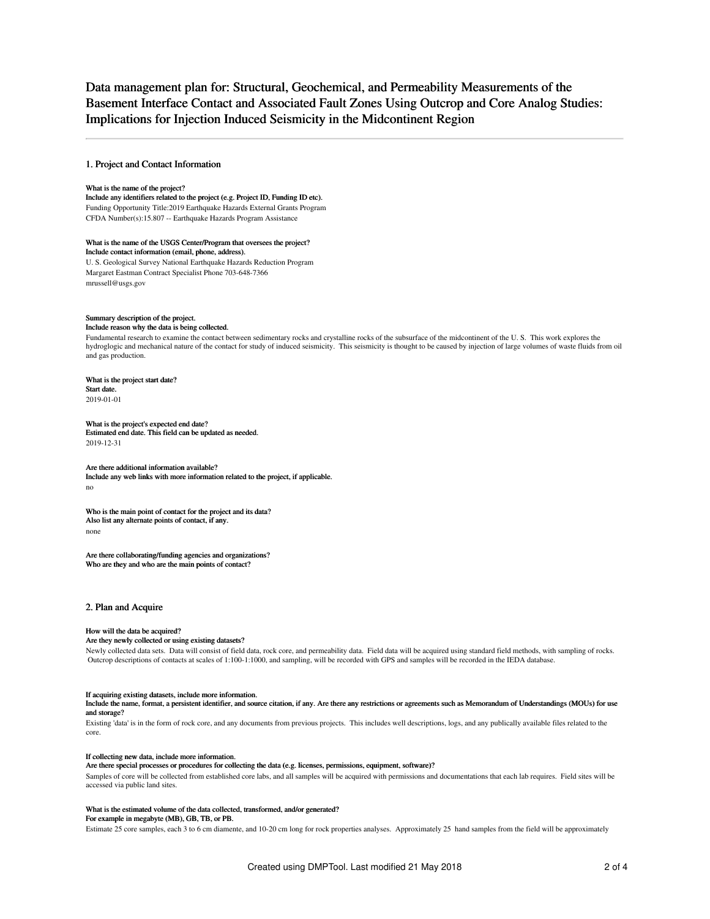# Data management plan for: Structural, Geochemical, and Permeability Measurements of the Basement Interface Contact and Associated Fault Zones Using Outcrop and Core Analog Studies: Implications for Injection Induced Seismicity in the Midcontinent Region

## 1. Project and Contact Information

**What is the name of the project?**
**Include any identifiers related to the project (e.g. Project ID, Funding ID etc).**

Funding Opportunity Title:2019 Earthquake Hazards External Grants Program
CFDA Number(s):15.807 -- Earthquake Hazards Program Assistance

**What is the name of the USGS Center/Program that oversees the project?**
**Include contact information (email, phone, address).**

U. S. Geological Survey National Earthquake Hazards Reduction Program
Margaret Eastman Contract Specialist Phone 703-648-7366
mrussell@usgs.gov

**Summary description of the project.**
**Include reason why the data is being collected.**

Fundamental research to examine the contact between sedimentary rocks and crystalline rocks of the subsurface of the midcontinent of the U. S. This work explores the hydroglogic and mechanical nature of the contact for study of induced seismicity. This seismicity is thought to be caused by injection of large volumes of waste fluids from oil and gas production.

**What is the project start date?**
**Start date.**

2019-01-01

**What is the project's expected end date?**
**Estimated end date. This field can be updated as needed.**

2019-12-31

**Are there additional information available?**
**Include any web links with more information related to the project, if applicable.**

no

**Who is the main point of contact for the project and its data?**
**Also list any alternate points of contact, if any.**

none

**Are there collaborating/funding agencies and organizations?**
**Who are they and who are the main points of contact?**

## 2. Plan and Acquire

**How will the data be acquired?**
**Are they newly collected or using existing datasets?**

Newly collected data sets. Data will consist of field data, rock core, and permeability data. Field data will be acquired using standard field methods, with sampling of rocks. Outcrop descriptions of contacts at scales of 1:100-1:1000, and sampling, will be recorded with GPS and samples will be recorded in the IEDA database.

**If acquiring existing datasets, include more information.**
**Include the name, format, a persistent identifier, and source citation, if any. Are there any restrictions or agreements such as Memorandum of Understandings (MOUs) for use and storage?**

Existing 'data' is in the form of rock core, and any documents from previous projects. This includes well descriptions, logs, and any publically available files related to the core.

**If collecting new data, include more information.**
**Are there special processes or procedures for collecting the data (e.g. licenses, permissions, equipment, software)?**

Samples of core will be collected from established core labs, and all samples will be acquired with permissions and documentations that each lab requires. Field sites will be accessed via public land sites.

**What is the estimated volume of the data collected, transformed, and/or generated?**
**For example in megabyte (MB), GB, TB, or PB.**

Estimate 25 core samples, each 3 to 6 cm diamente, and 10-20 cm long for rock properties analyses. Approximately 25 hand samples from the field will be approximately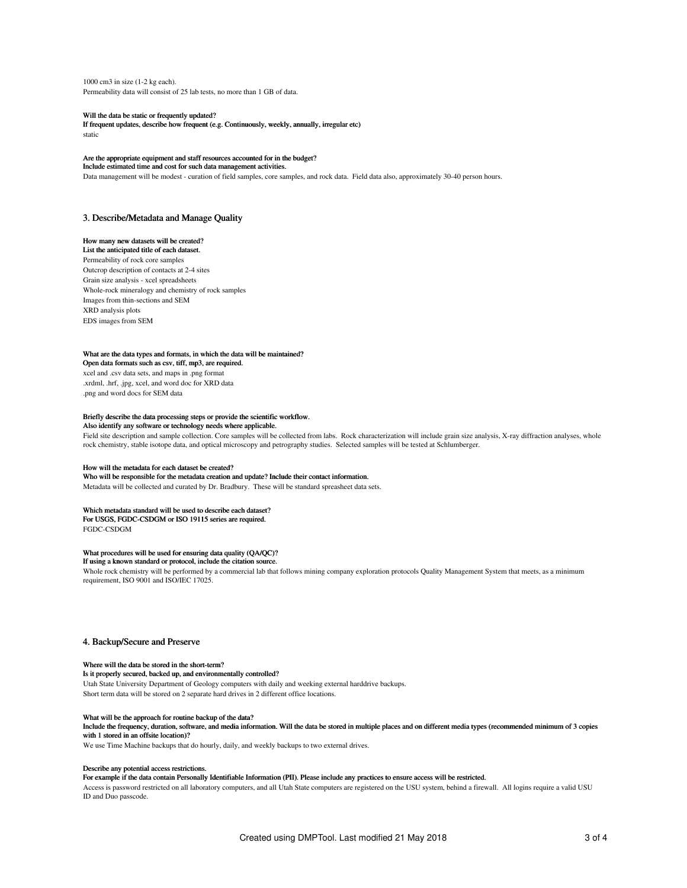1000 cm3 in size (1-2 kg each).
Permeability data will consist of 25 lab tests, no more than 1 GB of data.

**Will the data be static or frequently updated?**
**If frequent updates, describe how frequent (e.g. Continuously, weekly, annually, irregular etc)**
static

**Are the appropriate equipment and staff resources accounted for in the budget?**
**Include estimated time and cost for such data management activities.**
Data management will be modest - curation of field samples, core samples, and rock data. Field data also, approximately 30-40 person hours.

## 3. Describe/Metadata and Manage Quality

**How many new datasets will be created?**
**List the anticipated title of each dataset.**
Permeability of rock core samples
Outcrop description of contacts at 2-4 sites
Grain size analysis - xcel spreadsheets
Whole-rock mineralogy and chemistry of rock samples
Images from thin-sections and SEM
XRD analysis plots
EDS images from SEM

**What are the data types and formats, in which the data will be maintained?**
**Open data formats such as csv, tiff, mp3, are required.**
xcel and .csv data sets, and maps in .png format
.xrdml, .hrf, .jpg, xcel, and word doc for XRD data
.png and word docs for SEM data

**Briefly describe the data processing steps or provide the scientific workflow.**
**Also identify any software or technology needs where applicable.**
Field site description and sample collection. Core samples will be collected from labs. Rock characterization will include grain size analysis, X-ray diffraction analyses, whole rock chemistry, stable isotope data, and optical microscopy and petrography studies. Selected samples will be tested at Schlumberger.

**How will the metadata for each dataset be created?**
**Who will be responsible for the metadata creation and update? Include their contact information.**
Metadata will be collected and curated by Dr. Bradbury. These will be standard spreasheet data sets.

**Which metadata standard will be used to describe each dataset?**
**For USGS, FGDC-CSDGM or ISO 19115 series are required.**
FGDC-CSDGM

**What procedures will be used for ensuring data quality (QA/QC)?**
**If using a known standard or protocol, include the citation source.**
Whole rock chemistry will be performed by a commercial lab that follows mining company exploration protocols Quality Management System that meets, as a minimum requirement, ISO 9001 and ISO/IEC 17025.

## 4. Backup/Secure and Preserve

**Where will the data be stored in the short-term?**
**Is it properly secured, backed up, and environmentally controlled?**
Utah State University Department of Geology computers with daily and weeking external harddrive backups.
Short term data will be stored on 2 separate hard drives in 2 different office locations.

**What will be the approach for routine backup of the data?**
**Include the frequency, duration, software, and media information. Will the data be stored in multiple places and on different media types (recommended minimum of 3 copies with 1 stored in an offsite location)?**
We use Time Machine backups that do hourly, daily, and weekly backups to two external drives.

**Describe any potential access restrictions.**
**For example if the data contain Personally Identifiable Information (PII). Please include any practices to ensure access will be restricted.**
Access is password restricted on all laboratory computers, and all Utah State computers are registered on the USU system, behind a firewall. All logins require a valid USU ID and Duo passcode.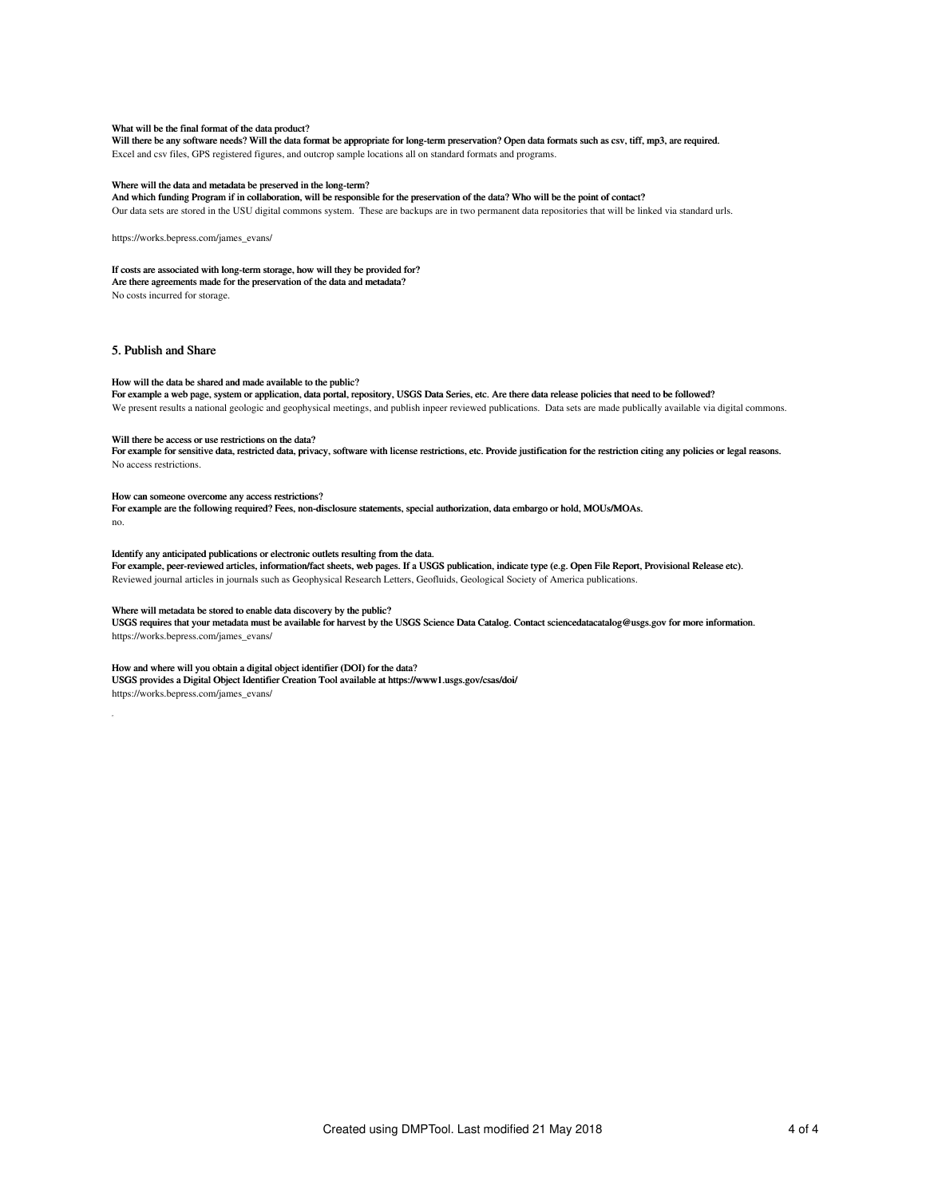**What will be the final format of the data product?**
**Will there be any software needs? Will the data format be appropriate for long-term preservation? Open data formats such as csv, tiff, mp3, are required.**
Excel and csv files, GPS registered figures, and outcrop sample locations all on standard formats and programs.

**Where will the data and metadata be preserved in the long-term?**
**And which funding Program if in collaboration, will be responsible for the preservation of the data? Who will be the point of contact?**
Our data sets are stored in the USU digital commons system. These are backups are in two permanent data repositories that will be linked via standard urls.

https://works.bepress.com/james_evans/

**If costs are associated with long-term storage, how will they be provided for?**
**Are there agreements made for the preservation of the data and metadata?**
No costs incurred for storage.

## 5. Publish and Share

**How will the data be shared and made available to the public?**
**For example a web page, system or application, data portal, repository, USGS Data Series, etc. Are there data release policies that need to be followed?**
We present results a national geologic and geophysical meetings, and publish inpeer reviewed publications. Data sets are made publically available via digital commons.

**Will there be access or use restrictions on the data?**
**For example for sensitive data, restricted data, privacy, software with license restrictions, etc. Provide justification for the restriction citing any policies or legal reasons.**
No access restrictions.

**How can someone overcome any access restrictions?**
**For example are the following required? Fees, non-disclosure statements, special authorization, data embargo or hold, MOUs/MOAs.**
no.

**Identify any anticipated publications or electronic outlets resulting from the data.**
**For example, peer-reviewed articles, information/fact sheets, web pages. If a USGS publication, indicate type (e.g. Open File Report, Provisional Release etc).**
Reviewed journal articles in journals such as Geophysical Research Letters, Geofluids, Geological Society of America publications.

**Where will metadata be stored to enable data discovery by the public?**
**USGS requires that your metadata must be available for harvest by the USGS Science Data Catalog. Contact sciencedatacatalog@usgs.gov for more information.**
https://works.bepress.com/james_evans/

**How and where will you obtain a digital object identifier (DOI) for the data?**
**USGS provides a Digital Object Identifier Creation Tool available at https://www1.usgs.gov/csas/doi/**
https://works.bepress.com/james_evans/

.

Created using DMPTool. Last modified 21 May 2018